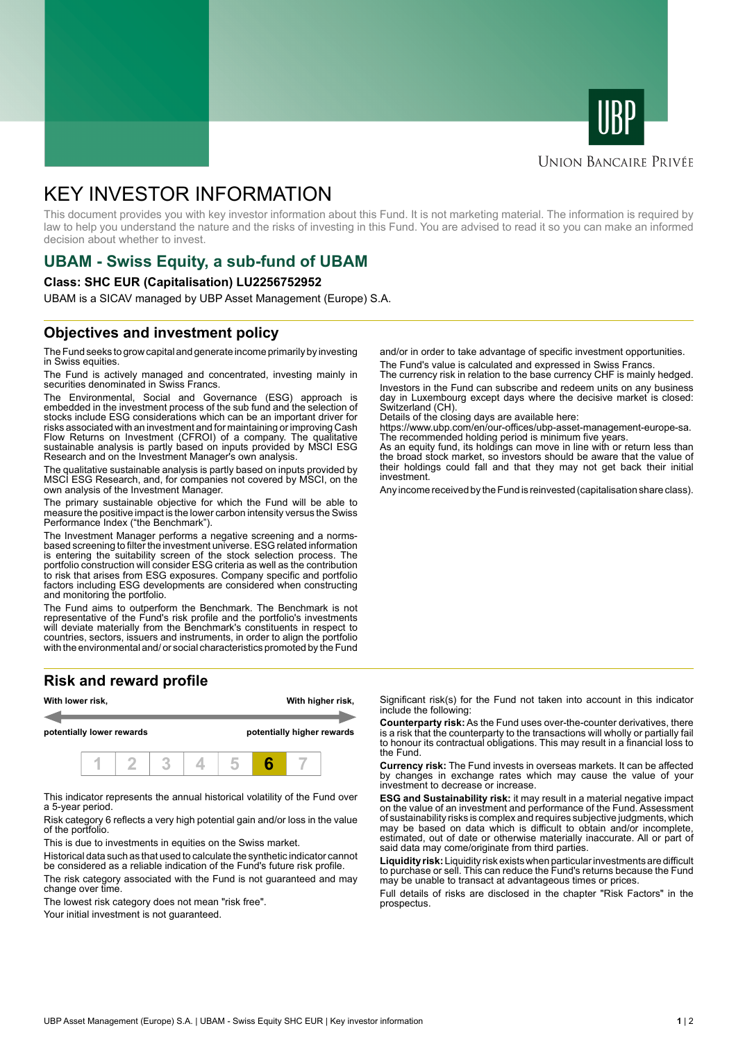UNION BANCAIRE PRIVÉE

# KEY INVESTOR INFORMATION

This document provides you with key investor information about this Fund. It is not marketing material. The information is required by law to help you understand the nature and the risks of investing in this Fund. You are advised to read it so you can make an informed decision about whether to invest.

## UBAM - Swiss Equity, a sub-fund of UBAM

**Class: SHC EUR (Capitalisation) LU2256752952**

UBAM is a SICAV managed by UBP Asset Management (Europe) S.A.

## Objectives and investment policy

The Fund seeks to grow capital and generate income primarily by investing in Swiss equities.

The Fund is actively managed and concentrated, investing mainly in securities denominated in Swiss Francs.

The Environmental, Social and Governance (ESG) approach is embedded in the investment process of the sub fund and the selection of stocks include ESG considerations which can be an important driver for risks associated with an investment and for maintaining or improving Cash Flow Returns on Investment (CFROI) of a company. The qualitative sustainable analysis is partly based on inputs provided by MSCI ESG Research and on the Investment Manager's own analysis.

The qualitative sustainable analysis is partly based on inputs provided by MSCI ESG Research, and, for companies not covered by MSCI, on the own analysis of the Investment Manager.

The primary sustainable objective for which the Fund will be able to measure the positive impact is the lower carbon intensity versus the Swiss Performance Index ("the Benchmark").

The Investment Manager performs a negative screening and a norms-based screening to filter the investment universe. ESG related information is entering the suitability screen of the stock selection process. The portfolio construction will consider ESG criteria as well as the contribution to risk that arises from ESG exposures. Company specific and portfolio factors including ESG developments are considered when constructing and monitoring the portfolio.

The Fund aims to outperform the Benchmark. The Benchmark is not representative of the Fund's risk profile and the portfolio's investments will deviate materially from the Benchmark's constituents in respect to countries, sectors, issuers and instruments, in order to align the portfolio with the environmental and/ or social characteristics promoted by the Fund and/or in order to take advantage of specific investment opportunities.

The Fund's value is calculated and expressed in Swiss Francs.

The currency risk in relation to the base currency CHF is mainly hedged.

Investors in the Fund can subscribe and redeem units on any business day in Luxembourg except days where the decisive market is closed: Switzerland (CH).

Details of the closing days are available here:

https://www.ubp.com/en/our-offices/ubp-asset-management-europe-sa.

The recommended holding period is minimum five years.

As an equity fund, its holdings can move in line with or return less than the broad stock market, so investors should be aware that the value of their holdings could fall and that they may not get back their initial investment.

Any income received by the Fund is reinvested (capitalisation share class).

## Risk and reward profile

**With lower risk,** — **With higher risk,**

**potentially lower rewards** — **potentially higher rewards**

| 1 | 2 | 3 | 4 | 5 | **6** | 7 |
|---|---|---|---|---|---|---|

This indicator represents the annual historical volatility of the Fund over a 5-year period.

Risk category 6 reflects a very high potential gain and/or loss in the value of the portfolio.

This is due to investments in equities on the Swiss market.

Historical data such as that used to calculate the synthetic indicator cannot be considered as a reliable indication of the Fund's future risk profile.

The risk category associated with the Fund is not guaranteed and may change over time.

The lowest risk category does not mean "risk free".

Your initial investment is not guaranteed.

Significant risk(s) for the Fund not taken into account in this indicator include the following:

**Counterparty risk:** As the Fund uses over-the-counter derivatives, there is a risk that the counterparty to the transactions will wholly or partially fail to honour its contractual obligations. This may result in a financial loss to the Fund.

**Currency risk:** The Fund invests in overseas markets. It can be affected by changes in exchange rates which may cause the value of your investment to decrease or increase.

**ESG and Sustainability risk:** it may result in a material negative impact on the value of an investment and performance of the Fund. Assessment of sustainability risks is complex and requires subjective judgments, which may be based on data which is difficult to obtain and/or incomplete, estimated, out of date or otherwise materially inaccurate. All or part of said data may come/originate from third parties.

**Liquidity risk:** Liquidity risk exists when particular investments are difficult to purchase or sell. This can reduce the Fund's returns because the Fund may be unable to transact at advantageous times or prices.

Full details of risks are disclosed in the chapter "Risk Factors" in the prospectus.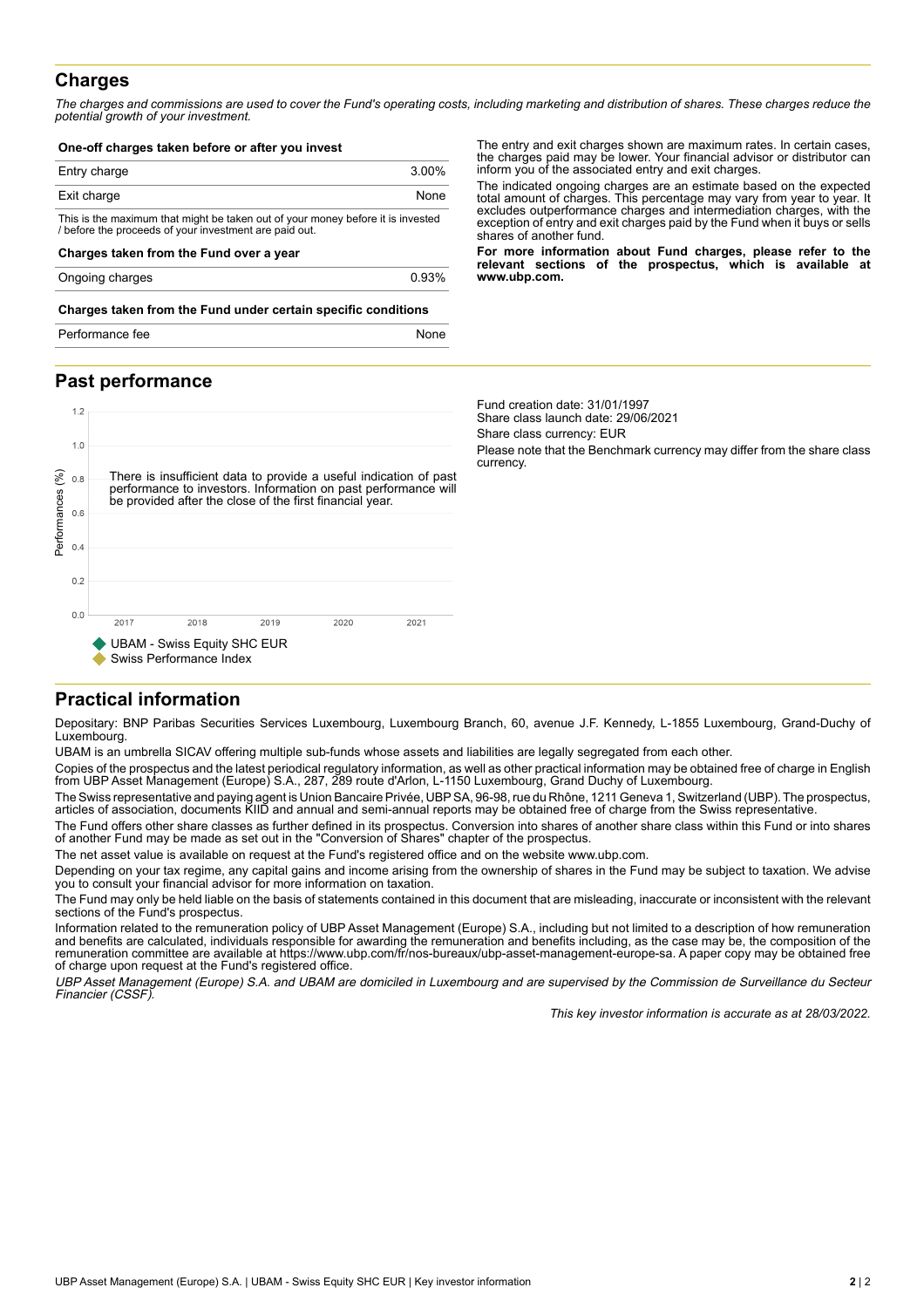## Charges

*The charges and commissions are used to cover the Fund's operating costs, including marketing and distribution of shares. These charges reduce the potential growth of your investment.*

| **One-off charges taken before or after you invest** | |
|---|---|
| Entry charge | 3.00% |
| Exit charge | None |

This is the maximum that might be taken out of your money before it is invested / before the proceeds of your investment are paid out.

| **Charges taken from the Fund over a year** | |
|---|---|
| Ongoing charges | 0.93% |

| **Charges taken from the Fund under certain specific conditions** | |
|---|---|
| Performance fee | None |

The entry and exit charges shown are maximum rates. In certain cases, the charges paid may be lower. Your financial advisor or distributor can inform you of the associated entry and exit charges.

The indicated ongoing charges are an estimate based on the expected total amount of charges. This percentage may vary from year to year. It excludes outperformance charges and intermediation charges, with the exception of entry and exit charges paid by the Fund when it buys or sells shares of another fund.

**For more information about Fund charges, please refer to the relevant sections of the prospectus, which is available at www.ubp.com.**

## Past performance

Performances (%)

1.2
1.0
0.8
0.6
0.4
0.2
0.0

2017 2018 2019 2020 2021

There is insufficient data to provide a useful indication of past performance to investors. Information on past performance will be provided after the close of the first financial year.

UBAM - Swiss Equity SHC EUR
Swiss Performance Index

Fund creation date: 31/01/1997
Share class launch date: 29/06/2021
Share class currency: EUR

Please note that the Benchmark currency may differ from the share class currency.

## Practical information

Depositary: BNP Paribas Securities Services Luxembourg, Luxembourg Branch, 60, avenue J.F. Kennedy, L-1855 Luxembourg, Grand-Duchy of Luxembourg.

UBAM is an umbrella SICAV offering multiple sub-funds whose assets and liabilities are legally segregated from each other.

Copies of the prospectus and the latest periodical regulatory information, as well as other practical information may be obtained free of charge in English from UBP Asset Management (Europe) S.A., 287, 289 route d'Arlon, L-1150 Luxembourg, Grand Duchy of Luxembourg.

The Swiss representative and paying agent is Union Bancaire Privée, UBP SA, 96-98, rue du Rhône, 1211 Geneva 1, Switzerland (UBP). The prospectus, articles of association, documents KIID and annual and semi-annual reports may be obtained free of charge from the Swiss representative.

The Fund offers other share classes as further defined in its prospectus. Conversion into shares of another share class within this Fund or into shares of another Fund may be made as set out in the "Conversion of Shares" chapter of the prospectus.

The net asset value is available on request at the Fund's registered office and on the website www.ubp.com.

Depending on your tax regime, any capital gains and income arising from the ownership of shares in the Fund may be subject to taxation. We advise you to consult your financial advisor for more information on taxation.

The Fund may only be held liable on the basis of statements contained in this document that are misleading, inaccurate or inconsistent with the relevant sections of the Fund's prospectus.

Information related to the remuneration policy of UBP Asset Management (Europe) S.A., including but not limited to a description of how remuneration and benefits are calculated, individuals responsible for awarding the remuneration and benefits including, as the case may be, the composition of the remuneration committee are available at https://www.ubp.com/fr/nos-bureaux/ubp-asset-management-europe-sa. A paper copy may be obtained free of charge upon request at the Fund's registered office.

*UBP Asset Management (Europe) S.A. and UBAM are domiciled in Luxembourg and are supervised by the Commission de Surveillance du Secteur Financier (CSSF).*

*This key investor information is accurate as at 28/03/2022.*